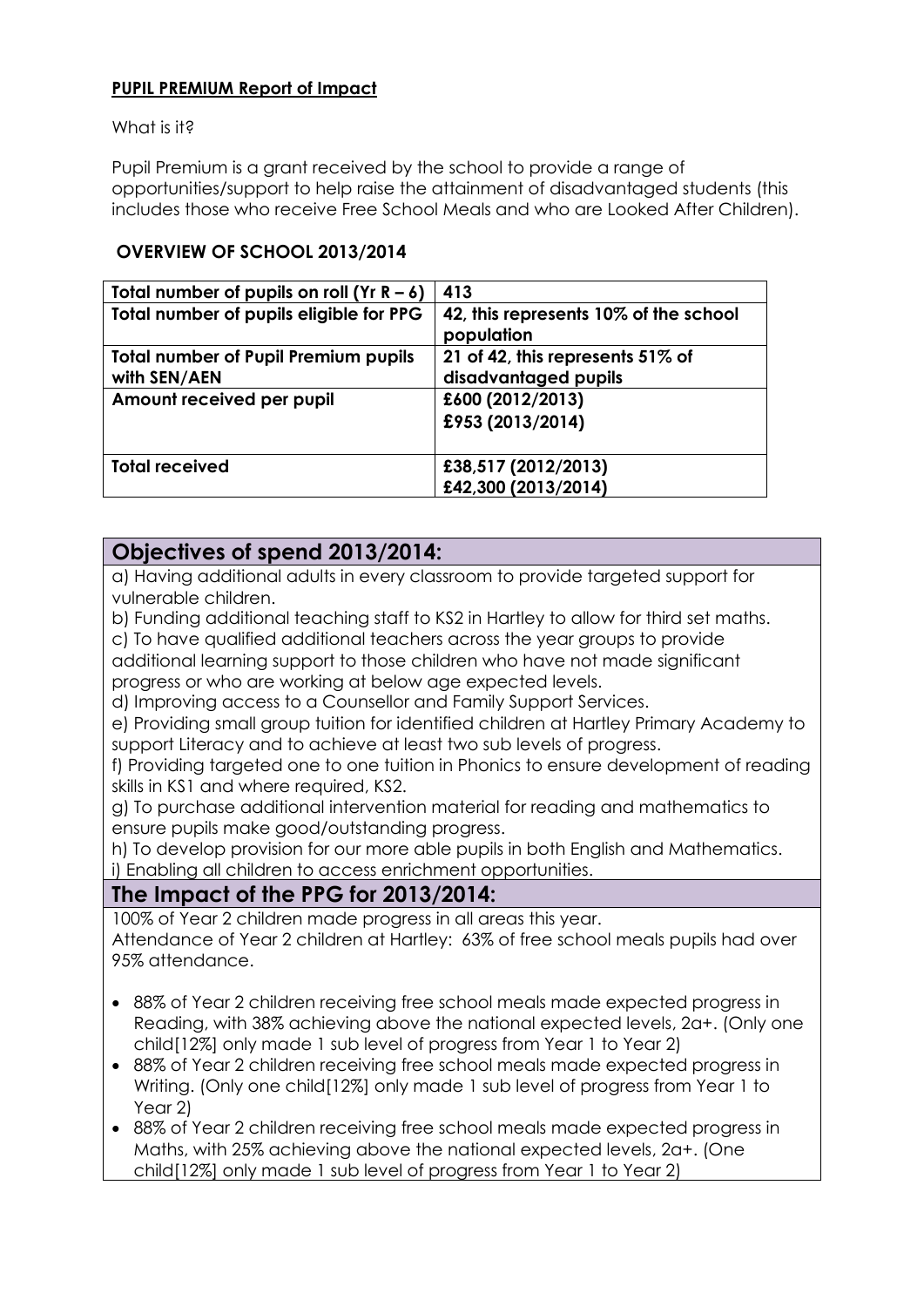**PUPIL PREMIUM Report of Impact**

What is it?

Pupil Premium is a grant received by the school to provide a range of opportunities/support to help raise the attainment of disadvantaged students (this includes those who receive Free School Meals and who are Looked After Children).

**OVERVIEW OF SCHOOL 2013/2014**

| | |
|---|---|
| **Total number of pupils on roll (Yr R – 6)** | **413** |
| **Total number of pupils eligible for PPG** | **42, this represents 10% of the school population** |
| **Total number of Pupil Premium pupils with SEN/AEN** | **21 of 42, this represents 51% of disadvantaged pupils** |
| **Amount received per pupil** | **£600 (2012/2013)**<br>**£953 (2013/2014)** |
| **Total received** | **£38,517 (2012/2013)**<br>**£42,300 (2013/2014)** |

## Objectives of spend 2013/2014:

a) Having additional adults in every classroom to provide targeted support for vulnerable children.
b) Funding additional teaching staff to KS2 in Hartley to allow for third set maths.
c) To have qualified additional teachers across the year groups to provide additional learning support to those children who have not made significant progress or who are working at below age expected levels.
d) Improving access to a Counsellor and Family Support Services.
e) Providing small group tuition for identified children at Hartley Primary Academy to support Literacy and to achieve at least two sub levels of progress.
f) Providing targeted one to one tuition in Phonics to ensure development of reading skills in KS1 and where required, KS2.
g) To purchase additional intervention material for reading and mathematics to ensure pupils make good/outstanding progress.
h) To develop provision for our more able pupils in both English and Mathematics.
i) Enabling all children to access enrichment opportunities.

## The Impact of the PPG for 2013/2014:

100% of Year 2 children made progress in all areas this year.
Attendance of Year 2 children at Hartley: 63% of free school meals pupils had over 95% attendance.

- 88% of Year 2 children receiving free school meals made expected progress in Reading, with 38% achieving above the national expected levels, 2a+. (Only one child[12%] only made 1 sub level of progress from Year 1 to Year 2)
- 88% of Year 2 children receiving free school meals made expected progress in Writing. (Only one child[12%] only made 1 sub level of progress from Year 1 to Year 2)
- 88% of Year 2 children receiving free school meals made expected progress in Maths, with 25% achieving above the national expected levels, 2a+. (One child[12%] only made 1 sub level of progress from Year 1 to Year 2)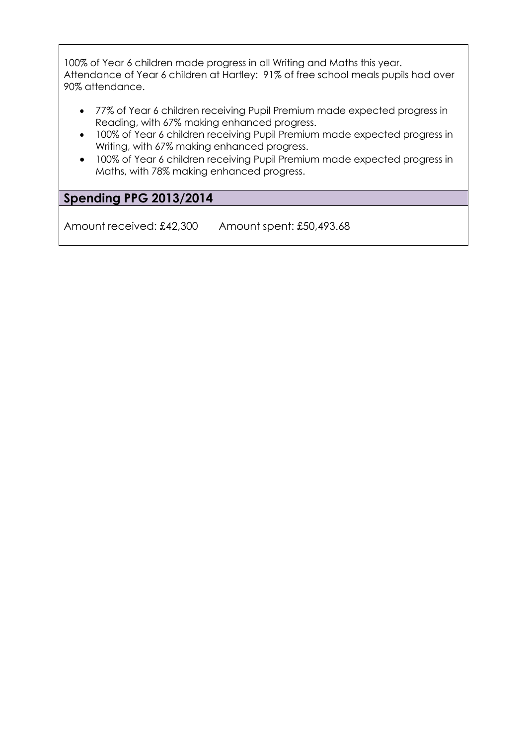100% of Year 6 children made progress in all Writing and Maths this year.
Attendance of Year 6 children at Hartley: 91% of free school meals pupils had over 90% attendance.

- 77% of Year 6 children receiving Pupil Premium made expected progress in Reading, with 67% making enhanced progress.
- 100% of Year 6 children receiving Pupil Premium made expected progress in Writing, with 67% making enhanced progress.
- 100% of Year 6 children receiving Pupil Premium made expected progress in Maths, with 78% making enhanced progress.

## Spending PPG 2013/2014

Amount received: £42,300 Amount spent: £50,493.68